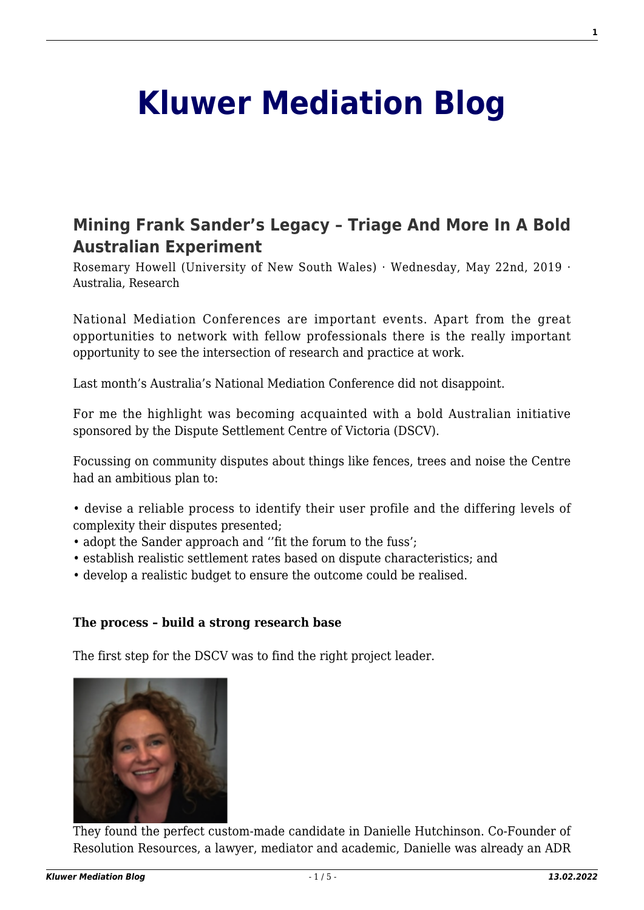# Kluwer Mediation Blog

## Mining Frank Sander's Legacy – Triage And More In A Bold Australian Experiment

Rosemary Howell (University of New South Wales) · Wednesday, May 22nd, 2019 · Australia, Research

National Mediation Conferences are important events. Apart from the great opportunities to network with fellow professionals there is the really important opportunity to see the intersection of research and practice at work.

Last month's Australia's National Mediation Conference did not disappoint.

For me the highlight was becoming acquainted with a bold Australian initiative sponsored by the Dispute Settlement Centre of Victoria (DSCV).

Focussing on community disputes about things like fences, trees and noise the Centre had an ambitious plan to:

- devise a reliable process to identify their user profile and the differing levels of complexity their disputes presented;
- adopt the Sander approach and ''fit the forum to the fuss';
- establish realistic settlement rates based on dispute characteristics; and
- develop a realistic budget to ensure the outcome could be realised.

**The process – build a strong research base**

The first step for the DSCV was to find the right project leader.

They found the perfect custom-made candidate in Danielle Hutchinson. Co-Founder of Resolution Resources, a lawyer, mediator and academic, Danielle was already an ADR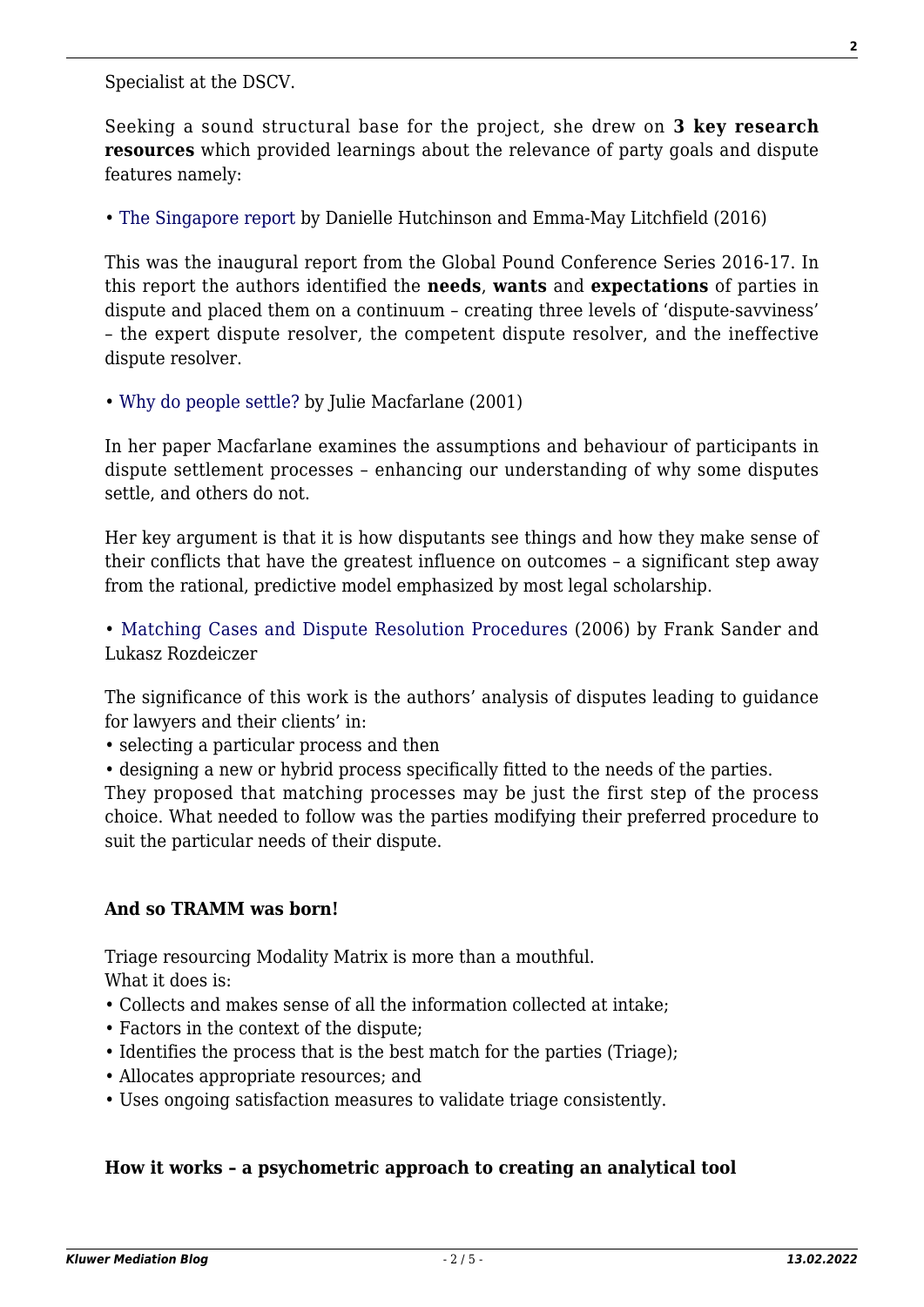Specialist at the DSCV.

Seeking a sound structural base for the project, she drew on **3 key research resources** which provided learnings about the relevance of party goals and dispute features namely:

• The Singapore report by Danielle Hutchinson and Emma-May Litchfield (2016)

This was the inaugural report from the Global Pound Conference Series 2016-17. In this report the authors identified the **needs**, **wants** and **expectations** of parties in dispute and placed them on a continuum – creating three levels of 'dispute-savviness' – the expert dispute resolver, the competent dispute resolver, and the ineffective dispute resolver.

• Why do people settle? by Julie Macfarlane (2001)

In her paper Macfarlane examines the assumptions and behaviour of participants in dispute settlement processes – enhancing our understanding of why some disputes settle, and others do not.

Her key argument is that it is how disputants see things and how they make sense of their conflicts that have the greatest influence on outcomes – a significant step away from the rational, predictive model emphasized by most legal scholarship.

• Matching Cases and Dispute Resolution Procedures (2006) by Frank Sander and Lukasz Rozdeiczer

The significance of this work is the authors' analysis of disputes leading to guidance for lawyers and their clients' in:

• selecting a particular process and then
• designing a new or hybrid process specifically fitted to the needs of the parties.

They proposed that matching processes may be just the first step of the process choice. What needed to follow was the parties modifying their preferred procedure to suit the particular needs of their dispute.

**And so TRAMM was born!**

Triage resourcing Modality Matrix is more than a mouthful.
What it does is:

• Collects and makes sense of all the information collected at intake;
• Factors in the context of the dispute;
• Identifies the process that is the best match for the parties (Triage);
• Allocates appropriate resources; and
• Uses ongoing satisfaction measures to validate triage consistently.

**How it works – a psychometric approach to creating an analytical tool**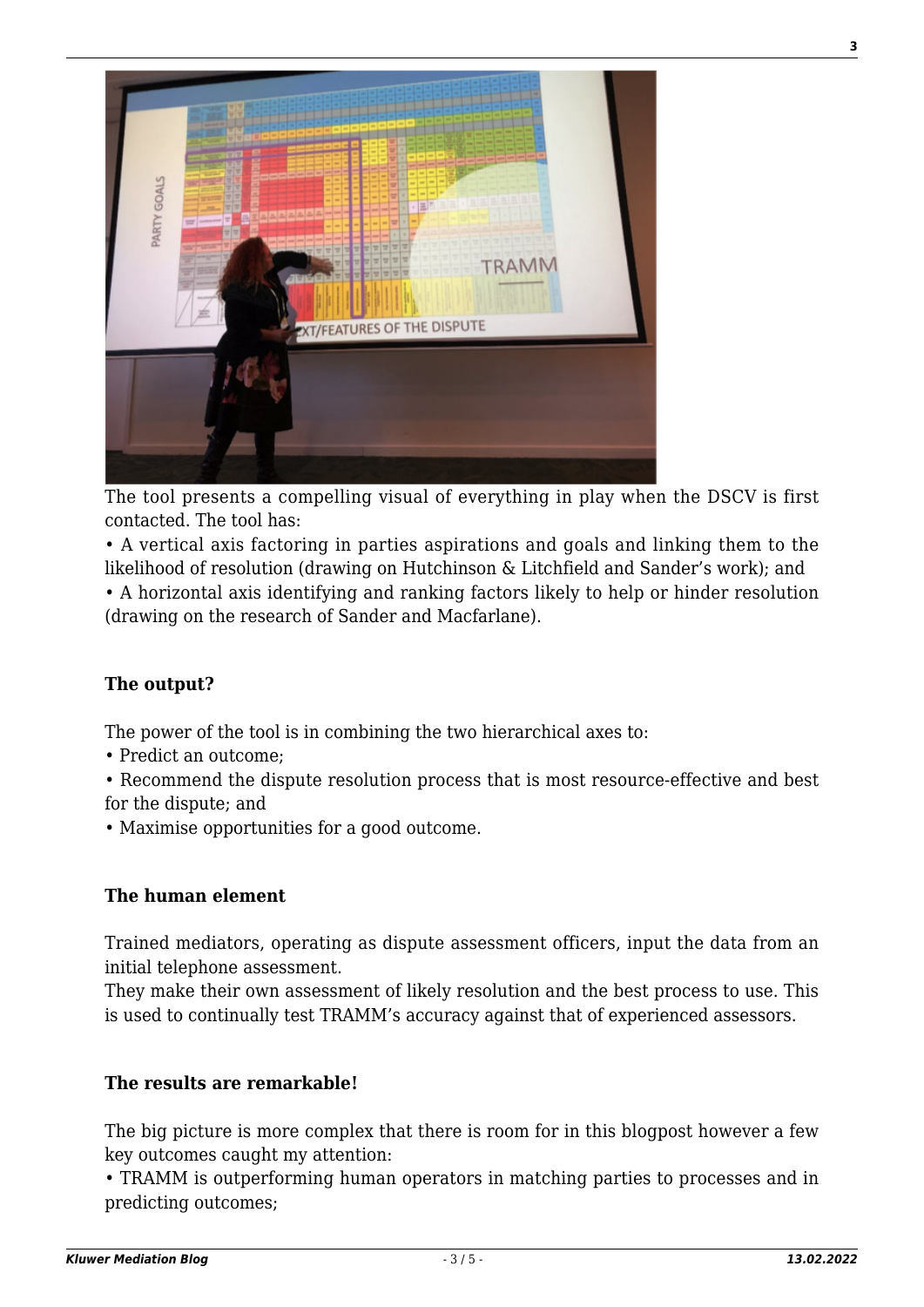The tool presents a compelling visual of everything in play when the DSCV is first contacted. The tool has:

• A vertical axis factoring in parties aspirations and goals and linking them to the likelihood of resolution (drawing on Hutchinson & Litchfield and Sander's work); and
• A horizontal axis identifying and ranking factors likely to help or hinder resolution (drawing on the research of Sander and Macfarlane).

**The output?**

The power of the tool is in combining the two hierarchical axes to:

• Predict an outcome;
• Recommend the dispute resolution process that is most resource-effective and best for the dispute; and
• Maximise opportunities for a good outcome.

**The human element**

Trained mediators, operating as dispute assessment officers, input the data from an initial telephone assessment.
They make their own assessment of likely resolution and the best process to use. This is used to continually test TRAMM's accuracy against that of experienced assessors.

**The results are remarkable!**

The big picture is more complex that there is room for in this blogpost however a few key outcomes caught my attention:

• TRAMM is outperforming human operators in matching parties to processes and in predicting outcomes;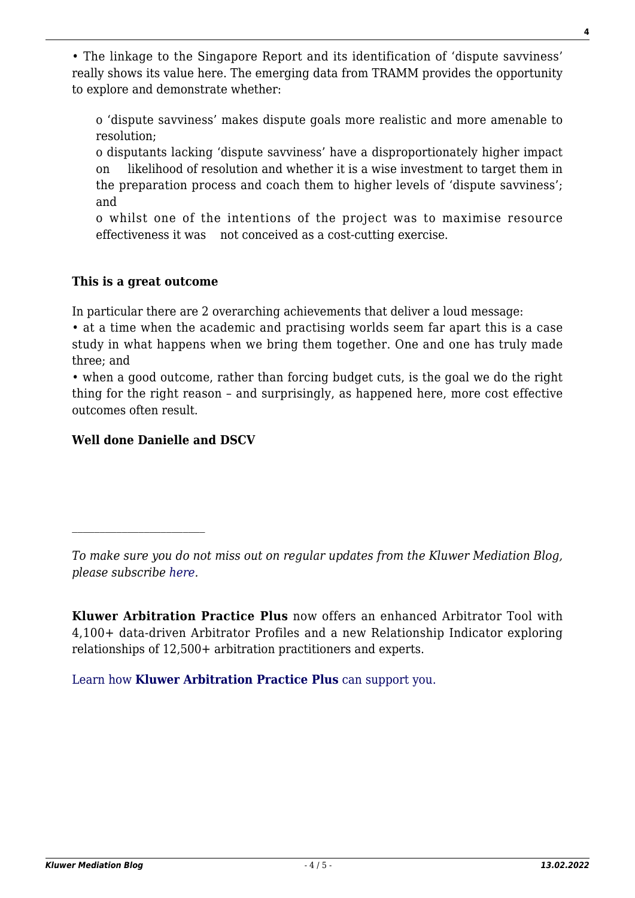• The linkage to the Singapore Report and its identification of 'dispute savviness' really shows its value here. The emerging data from TRAMM provides the opportunity to explore and demonstrate whether:

- 'dispute savviness' makes dispute goals more realistic and more amenable to resolution;
- disputants lacking 'dispute savviness' have a disproportionately higher impact on likelihood of resolution and whether it is a wise investment to target them in the preparation process and coach them to higher levels of 'dispute savviness'; and
- whilst one of the intentions of the project was to maximise resource effectiveness it was not conceived as a cost-cutting exercise.

**This is a great outcome**

In particular there are 2 overarching achievements that deliver a loud message:

• at a time when the academic and practising worlds seem far apart this is a case study in what happens when we bring them together. One and one has truly made three; and

• when a good outcome, rather than forcing budget cuts, is the goal we do the right thing for the right reason – and surprisingly, as happened here, more cost effective outcomes often result.

**Well done Danielle and DSCV**

---

*To make sure you do not miss out on regular updates from the Kluwer Mediation Blog, please subscribe here.*

**Kluwer Arbitration Practice Plus** now offers an enhanced Arbitrator Tool with 4,100+ data-driven Arbitrator Profiles and a new Relationship Indicator exploring relationships of 12,500+ arbitration practitioners and experts.

Learn how **Kluwer Arbitration Practice Plus** can support you.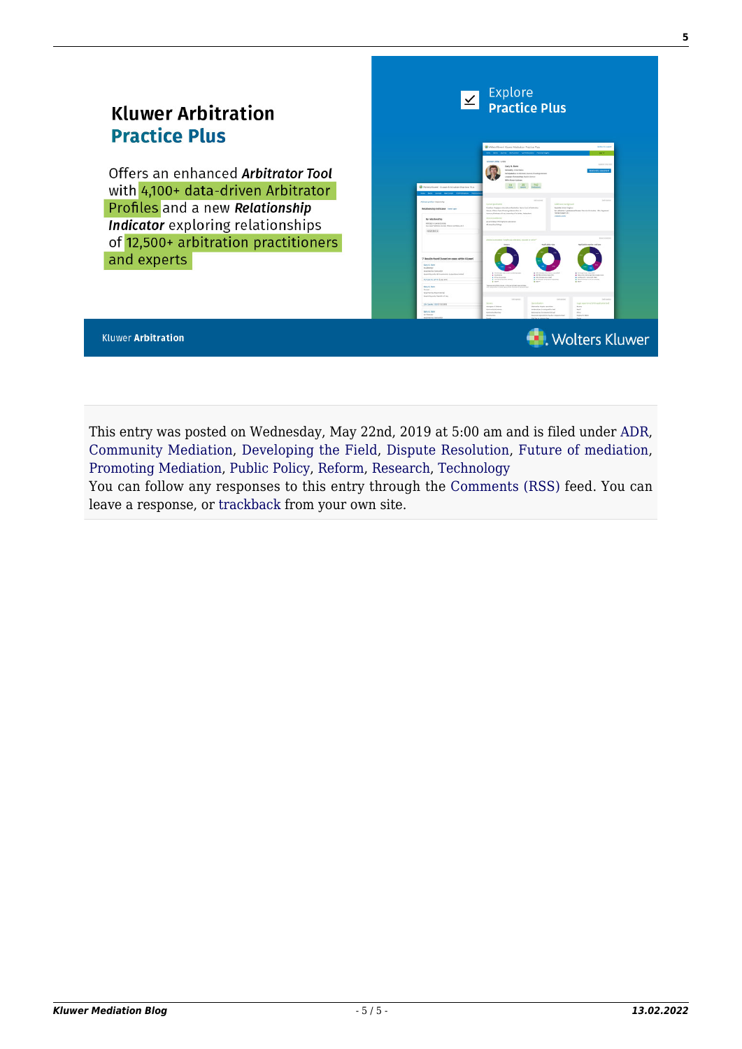## Kluwer Arbitration Practice Plus

Offers an enhanced ***Arbitrator Tool*** with 4,100+ data-driven Arbitrator Profiles and a new ***Relationship Indicator*** exploring relationships of 12,500+ arbitration practitioners and experts

Explore **Practice Plus**

Kluwer **Arbitration**

Wolters Kluwer

This entry was posted on Wednesday, May 22nd, 2019 at 5:00 am and is filed under ADR, Community Mediation, Developing the Field, Dispute Resolution, Future of mediation, Promoting Mediation, Public Policy, Reform, Research, Technology

You can follow any responses to this entry through the Comments (RSS) feed. You can leave a response, or trackback from your own site.